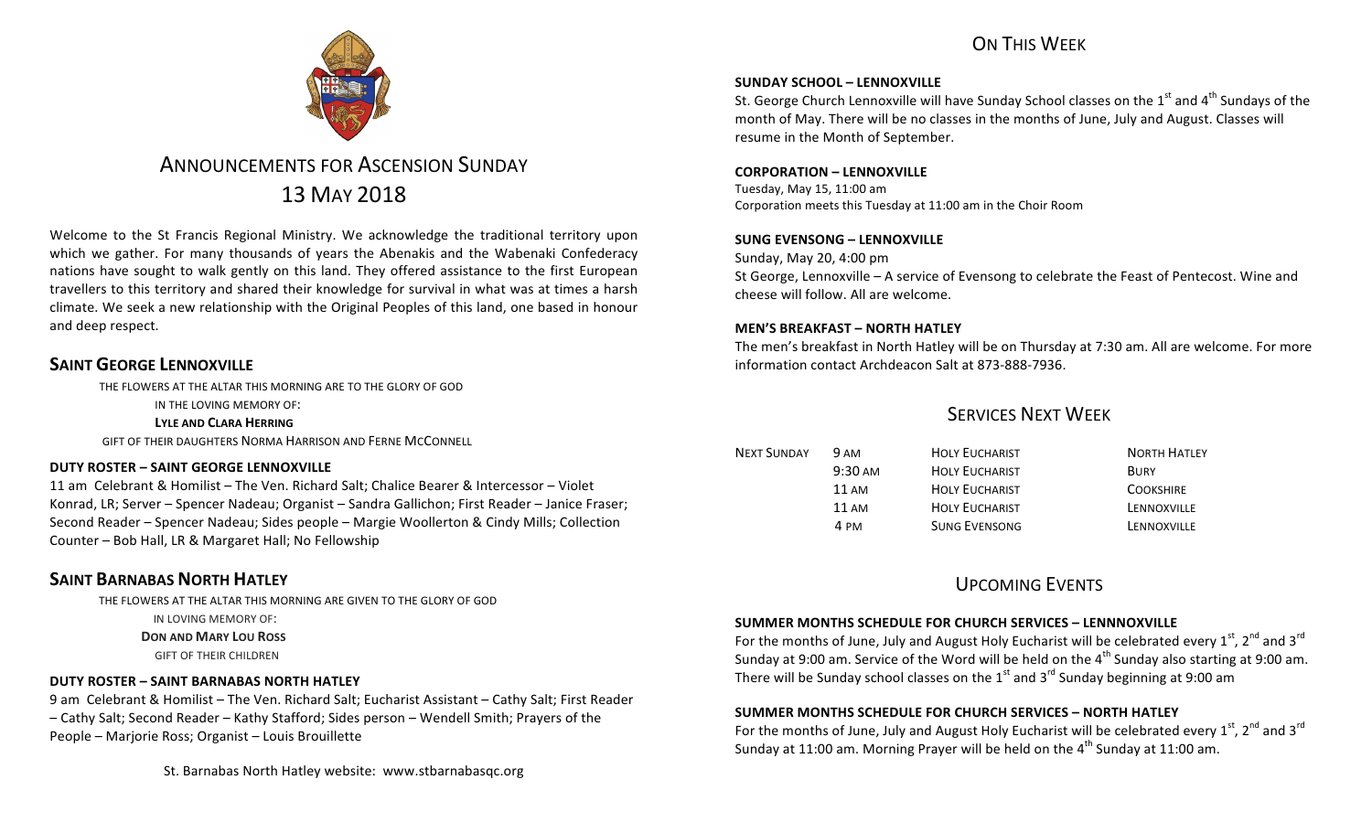# Announcements for Ascension Sunday

# 13 May 2018

Welcome to the St Francis Regional Ministry. We acknowledge the traditional territory upon which we gather. For many thousands of years the Abenakis and the Wabenaki Confederacy nations have sought to walk gently on this land. They offered assistance to the first European travellers to this territory and shared their knowledge for survival in what was at times a harsh climate. We seek a new relationship with the Original Peoples of this land, one based in honour and deep respect.

## Saint George Lennoxville

THE FLOWERS AT THE ALTAR THIS MORNING ARE TO THE GLORY OF GOD
IN THE LOVING MEMORY OF:
**LYLE AND CLARA HERRING**
GIFT OF THEIR DAUGHTERS NORMA HARRISON AND FERNE MCCONNELL

### DUTY ROSTER – SAINT GEORGE LENNOXVILLE

11 am Celebrant & Homilist – The Ven. Richard Salt; Chalice Bearer & Intercessor – Violet Konrad, LR; Server – Spencer Nadeau; Organist – Sandra Gallichon; First Reader – Janice Fraser; Second Reader – Spencer Nadeau; Sides people – Margie Woollerton & Cindy Mills; Collection Counter – Bob Hall, LR & Margaret Hall; No Fellowship

## Saint Barnabas North Hatley

THE FLOWERS AT THE ALTAR THIS MORNING ARE GIVEN TO THE GLORY OF GOD
IN LOVING MEMORY OF:
**DON AND MARY LOU ROSS**
GIFT OF THEIR CHILDREN

### DUTY ROSTER – SAINT BARNABAS NORTH HATLEY

9 am Celebrant & Homilist – The Ven. Richard Salt; Eucharist Assistant – Cathy Salt; First Reader – Cathy Salt; Second Reader – Kathy Stafford; Sides person – Wendell Smith; Prayers of the People – Marjorie Ross; Organist – Louis Brouillette

St. Barnabas North Hatley website: www.stbarnabasqc.org

## On This Week

### SUNDAY SCHOOL – LENNOXVILLE

St. George Church Lennoxville will have Sunday School classes on the 1st and 4th Sundays of the month of May. There will be no classes in the months of June, July and August. Classes will resume in the Month of September.

### CORPORATION – LENNOXVILLE

Tuesday, May 15, 11:00 am
Corporation meets this Tuesday at 11:00 am in the Choir Room

### SUNG EVENSONG – LENNOXVILLE

Sunday, May 20, 4:00 pm
St George, Lennoxville – A service of Evensong to celebrate the Feast of Pentecost. Wine and cheese will follow. All are welcome.

### MEN'S BREAKFAST – NORTH HATLEY

The men's breakfast in North Hatley will be on Thursday at 7:30 am. All are welcome. For more information contact Archdeacon Salt at 873-888-7936.

## Services Next Week

| | | | |
|---|---|---|---|
| NEXT SUNDAY | 9 AM | HOLY EUCHARIST | NORTH HATLEY |
| | 9:30 AM | HOLY EUCHARIST | BURY |
| | 11 AM | HOLY EUCHARIST | COOKSHIRE |
| | 11 AM | HOLY EUCHARIST | LENNOXVILLE |
| | 4 PM | SUNG EVENSONG | LENNOXVILLE |

## Upcoming Events

### SUMMER MONTHS SCHEDULE FOR CHURCH SERVICES – LENNNOXVILLE

For the months of June, July and August Holy Eucharist will be celebrated every 1st, 2nd and 3rd Sunday at 9:00 am. Service of the Word will be held on the 4th Sunday also starting at 9:00 am. There will be Sunday school classes on the 1st and 3rd Sunday beginning at 9:00 am

### SUMMER MONTHS SCHEDULE FOR CHURCH SERVICES – NORTH HATLEY

For the months of June, July and August Holy Eucharist will be celebrated every 1st, 2nd and 3rd Sunday at 11:00 am. Morning Prayer will be held on the 4th Sunday at 11:00 am.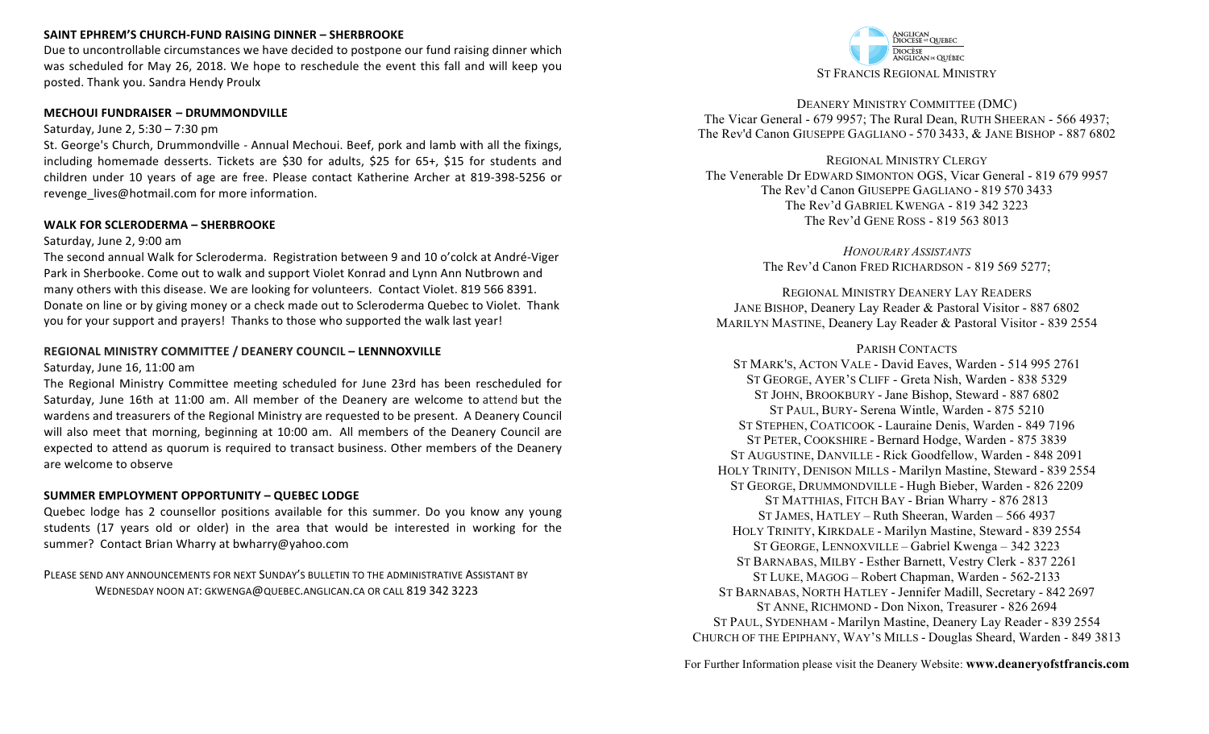## SAINT EPHREM'S CHURCH-FUND RAISING DINNER – SHERBROOKE

Due to uncontrollable circumstances we have decided to postpone our fund raising dinner which was scheduled for May 26, 2018. We hope to reschedule the event this fall and will keep you posted. Thank you. Sandra Hendy Proulx

## MECHOUI FUNDRAISER – DRUMMONDVILLE

Saturday, June 2, 5:30 – 7:30 pm

St. George's Church, Drummondville - Annual Mechoui. Beef, pork and lamb with all the fixings, including homemade desserts. Tickets are $30 for adults, $25 for 65+, $15 for students and children under 10 years of age are free. Please contact Katherine Archer at 819-398-5256 or revenge_lives@hotmail.com for more information.

## WALK FOR SCLERODERMA – SHERBROOKE

Saturday, June 2, 9:00 am

The second annual Walk for Scleroderma. Registration between 9 and 10 o'colck at André-Viger Park in Sherbooke. Come out to walk and support Violet Konrad and Lynn Ann Nutbrown and many others with this disease. We are looking for volunteers. Contact Violet. 819 566 8391. Donate on line or by giving money or a check made out to Scleroderma Quebec to Violet. Thank you for your support and prayers! Thanks to those who supported the walk last year!

## REGIONAL MINISTRY COMMITTEE / DEANERY COUNCIL – LENNNOXVILLE

Saturday, June 16, 11:00 am

The Regional Ministry Committee meeting scheduled for June 23rd has been rescheduled for Saturday, June 16th at 11:00 am. All member of the Deanery are welcome to attend but the wardens and treasurers of the Regional Ministry are requested to be present. A Deanery Council will also meet that morning, beginning at 10:00 am. All members of the Deanery Council are expected to attend as quorum is required to transact business. Other members of the Deanery are welcome to observe

## SUMMER EMPLOYMENT OPPORTUNITY – QUEBEC LODGE

Quebec lodge has 2 counsellor positions available for this summer. Do you know any young students (17 years old or older) in the area that would be interested in working for the summer? Contact Brian Wharry at bwharry@yahoo.com

PLEASE SEND ANY ANNOUNCEMENTS FOR NEXT SUNDAY'S BULLETIN TO THE ADMINISTRATIVE ASSISTANT BY WEDNESDAY NOON AT: GKWENGA@QUEBEC.ANGLICAN.CA OR CALL 819 342 3223

ANGLICAN DIOCESE OF QUEBEC
DIOCÈSE ANGLICAN DE QUÉBEC

ST FRANCIS REGIONAL MINISTRY

DEANERY MINISTRY COMMITTEE (DMC)
The Vicar General - 679 9957; The Rural Dean, RUTH SHEERAN - 566 4937;
The Rev'd Canon GIUSEPPE GAGLIANO - 570 3433, & JANE BISHOP - 887 6802

REGIONAL MINISTRY CLERGY
The Venerable Dr EDWARD SIMONTON OGS, Vicar General - 819 679 9957
The Rev'd Canon GIUSEPPE GAGLIANO - 819 570 3433
The Rev'd GABRIEL KWENGA - 819 342 3223
The Rev'd GENE ROSS - 819 563 8013

*HONOURARY ASSISTANTS*
The Rev'd Canon FRED RICHARDSON - 819 569 5277;

REGIONAL MINISTRY DEANERY LAY READERS
JANE BISHOP, Deanery Lay Reader & Pastoral Visitor - 887 6802
MARILYN MASTINE, Deanery Lay Reader & Pastoral Visitor - 839 2554

PARISH CONTACTS
ST MARK'S, ACTON VALE - David Eaves, Warden - 514 995 2761
ST GEORGE, AYER'S CLIFF - Greta Nish, Warden - 838 5329
ST JOHN, BROOKBURY - Jane Bishop, Steward - 887 6802
ST PAUL, BURY- Serena Wintle, Warden - 875 5210
ST STEPHEN, COATICOOK - Lauraine Denis, Warden - 849 7196
ST PETER, COOKSHIRE - Bernard Hodge, Warden - 875 3839
ST AUGUSTINE, DANVILLE - Rick Goodfellow, Warden - 848 2091
HOLY TRINITY, DENISON MILLS - Marilyn Mastine, Steward - 839 2554
ST GEORGE, DRUMMONDVILLE - Hugh Bieber, Warden - 826 2209
ST MATTHIAS, FITCH BAY - Brian Wharry - 876 2813
ST JAMES, HATLEY – Ruth Sheeran, Warden – 566 4937
HOLY TRINITY, KIRKDALE - Marilyn Mastine, Steward - 839 2554
ST GEORGE, LENNOXVILLE – Gabriel Kwenga – 342 3223
ST BARNABAS, MILBY - Esther Barnett, Vestry Clerk - 837 2261
ST LUKE, MAGOG – Robert Chapman, Warden - 562-2133
ST BARNABAS, NORTH HATLEY - Jennifer Madill, Secretary - 842 2697
ST ANNE, RICHMOND - Don Nixon, Treasurer - 826 2694
ST PAUL, SYDENHAM - Marilyn Mastine, Deanery Lay Reader - 839 2554
CHURCH OF THE EPIPHANY, WAY'S MILLS - Douglas Sheard, Warden - 849 3813

For Further Information please visit the Deanery Website: **www.deaneryofstfrancis.com**